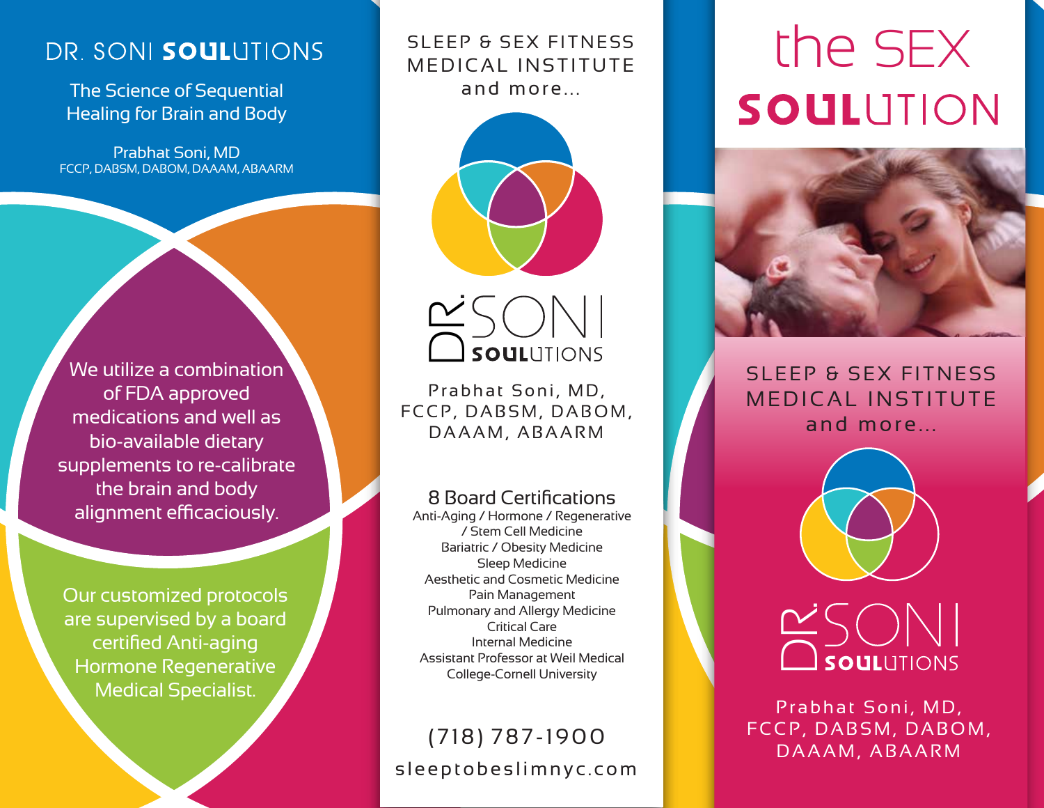# DR. SONI **SOUL**UTIONS

The Science of Sequential Healing for Brain and Body

Prabhat Soni, MD
FCCP, DABSM, DABOM, DAAAM, ABAARM

We utilize a combination of FDA approved medications and well as bio-available dietary supplements to re-calibrate the brain and body alignment efficaciously.

Our customized protocols are supervised by a board certified Anti-aging Hormone Regenerative Medical Specialist.

## SLEEP & SEX FITNESS MEDICAL INSTITUTE and more...

DR. SONI **SOUL**UTIONS

Prabhat Soni, MD, FCCP, DABSM, DABOM, DAAAM, ABAARM

### 8 Board Certifications

Anti-Aging / Hormone / Regenerative / Stem Cell Medicine
Bariatric / Obesity Medicine
Sleep Medicine
Aesthetic and Cosmetic Medicine
Pain Management
Pulmonary and Allergy Medicine
Critical Care
Internal Medicine
Assistant Professor at Weil Medical College-Cornell University

(718) 787-1900

sleeptobeslimnyc.com

# the SEX **SOUL**UTION

## SLEEP & SEX FITNESS MEDICAL INSTITUTE and more...

DR. SONI **SOUL**UTIONS

Prabhat Soni, MD, FCCP, DABSM, DABOM, DAAAM, ABAARM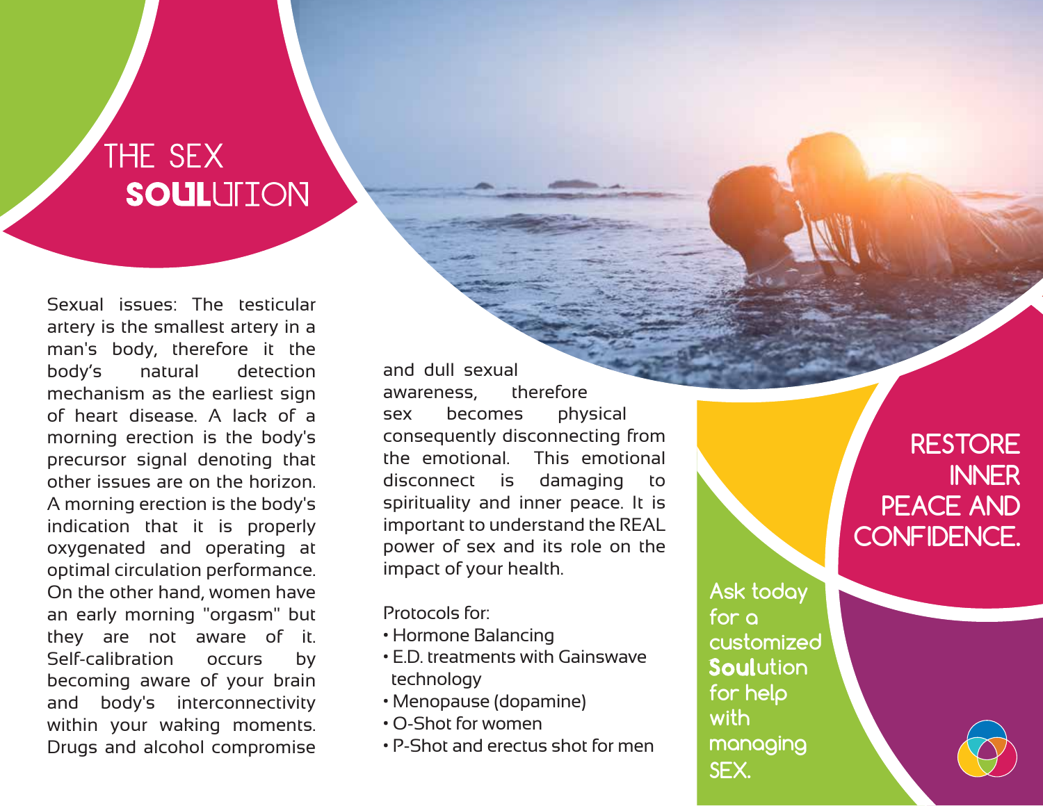# THE SEX **SOUL**UTION

Sexual issues: The testicular artery is the smallest artery in a man's body, therefore it the body's natural detection mechanism as the earliest sign of heart disease. A lack of a morning erection is the body's precursor signal denoting that other issues are on the horizon. A morning erection is the body's indication that it is properly oxygenated and operating at optimal circulation performance. On the other hand, women have an early morning "orgasm" but they are not aware of it. Self-calibration occurs by becoming aware of your brain and body's interconnectivity within your waking moments. Drugs and alcohol compromise and dull sexual awareness, therefore sex becomes physical consequently disconnecting from the emotional. This emotional disconnect is damaging to spirituality and inner peace. It is important to understand the REAL power of sex and its role on the impact of your health.

Protocols for:

- Hormone Balancing
- E.D. treatments with Gainswave technology
- Menopause (dopamine)
- O-Shot for women
- P-Shot and erectus shot for men

Ask today for a customized **Soul**ution for help with managing SEX.

## RESTORE INNER PEACE AND CONFIDENCE.